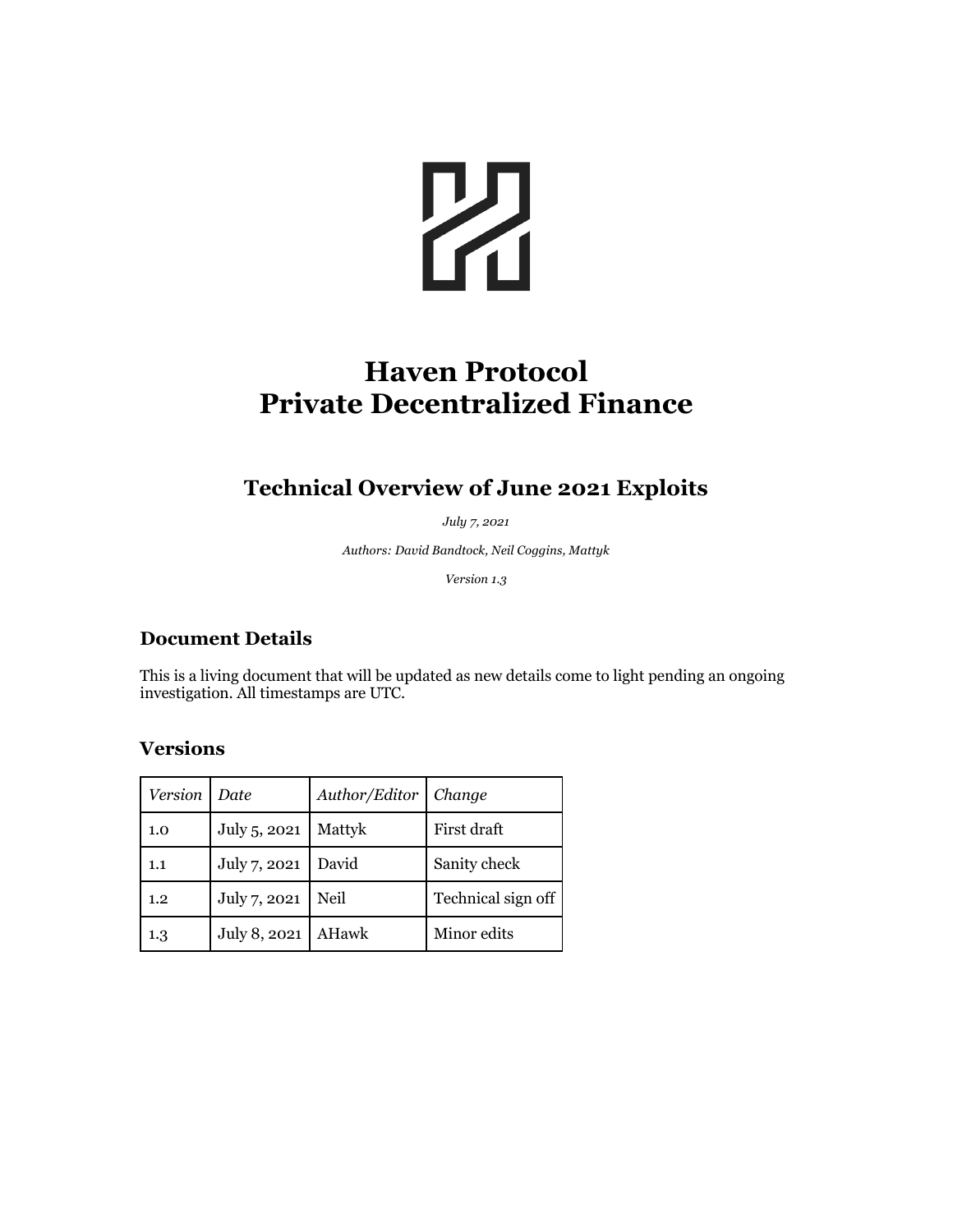# Haven Protocol
# Private Decentralized Finance

## Technical Overview of June 2021 Exploits

*July 7, 2021*

*Authors: David Bandtock, Neil Coggins, Mattyk*

*Version 1.3*

### Document Details

This is a living document that will be updated as new details come to light pending an ongoing investigation. All timestamps are UTC.

### Versions

| *Version* | *Date* | *Author/Editor* | *Change* |
|---|---|---|---|
| 1.0 | July 5, 2021 | Mattyk | First draft |
| 1.1 | July 7, 2021 | David | Sanity check |
| 1.2 | July 7, 2021 | Neil | Technical sign off |
| 1.3 | July 8, 2021 | AHawk | Minor edits |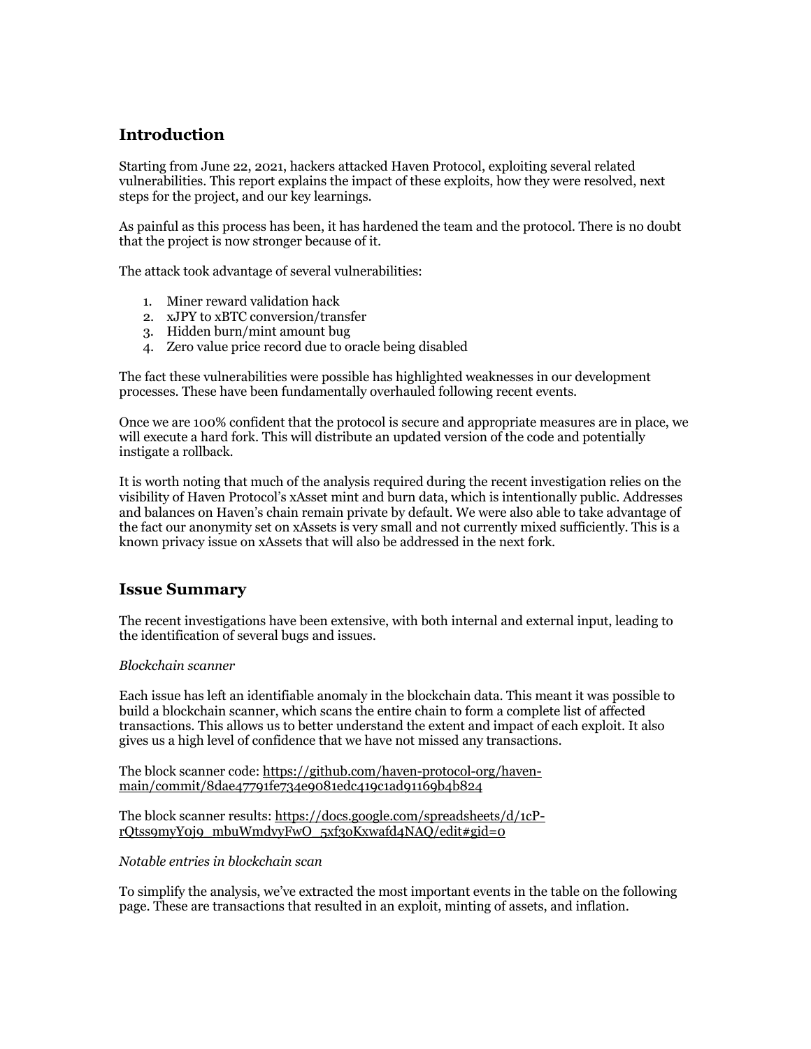## Introduction

Starting from June 22, 2021, hackers attacked Haven Protocol, exploiting several related vulnerabilities. This report explains the impact of these exploits, how they were resolved, next steps for the project, and our key learnings.

As painful as this process has been, it has hardened the team and the protocol. There is no doubt that the project is now stronger because of it.

The attack took advantage of several vulnerabilities:

1. Miner reward validation hack
2. xJPY to xBTC conversion/transfer
3. Hidden burn/mint amount bug
4. Zero value price record due to oracle being disabled

The fact these vulnerabilities were possible has highlighted weaknesses in our development processes. These have been fundamentally overhauled following recent events.

Once we are 100% confident that the protocol is secure and appropriate measures are in place, we will execute a hard fork. This will distribute an updated version of the code and potentially instigate a rollback.

It is worth noting that much of the analysis required during the recent investigation relies on the visibility of Haven Protocol's xAsset mint and burn data, which is intentionally public. Addresses and balances on Haven's chain remain private by default. We were also able to take advantage of the fact our anonymity set on xAssets is very small and not currently mixed sufficiently. This is a known privacy issue on xAssets that will also be addressed in the next fork.

## Issue Summary

The recent investigations have been extensive, with both internal and external input, leading to the identification of several bugs and issues.

*Blockchain scanner*

Each issue has left an identifiable anomaly in the blockchain data. This meant it was possible to build a blockchain scanner, which scans the entire chain to form a complete list of affected transactions. This allows us to better understand the extent and impact of each exploit. It also gives us a high level of confidence that we have not missed any transactions.

The block scanner code: https://github.com/haven-protocol-org/haven-main/commit/8dae47791fe734e9081edc419c1ad91169b4b824

The block scanner results: https://docs.google.com/spreadsheets/d/1cP-rQtss9myY0j9_mbuWmdvyFwO_5xf30Kxwafd4NAQ/edit#gid=0

*Notable entries in blockchain scan*

To simplify the analysis, we've extracted the most important events in the table on the following page. These are transactions that resulted in an exploit, minting of assets, and inflation.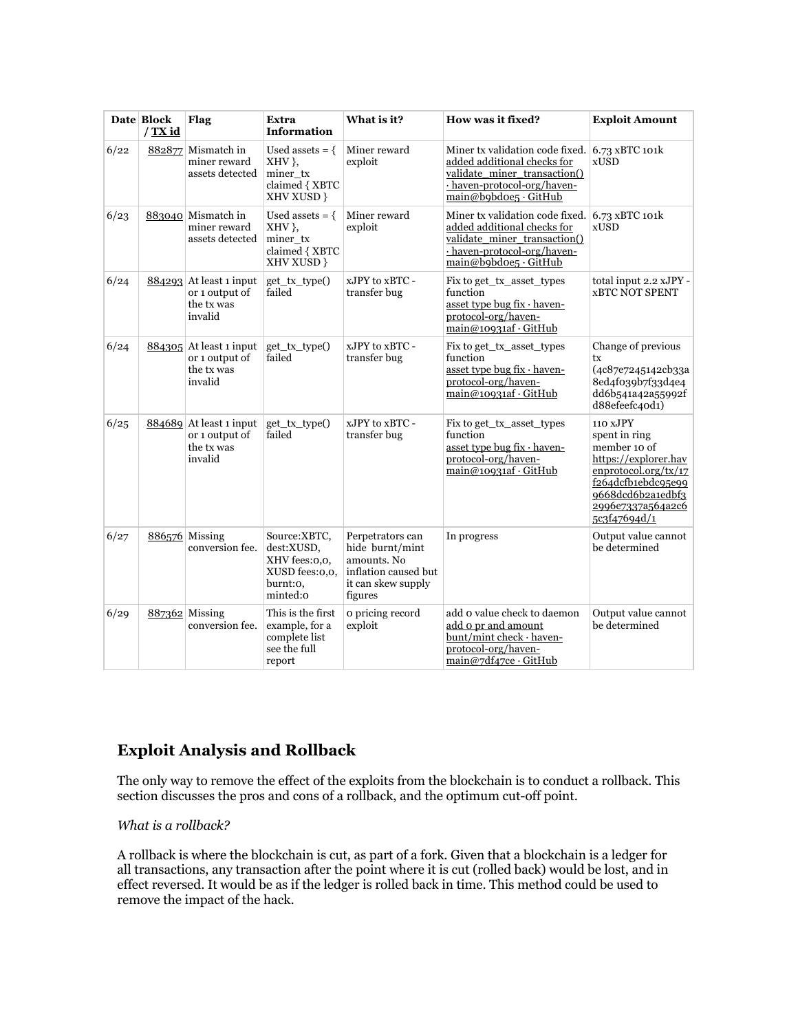| Date | Block / TX id | Flag | Extra Information | What is it? | How was it fixed? | Exploit Amount |
|---|---|---|---|---|---|---|
| 6/22 | 882877 | Mismatch in miner reward assets detected | Used assets = { XHV }, miner_tx claimed { XBTC XHV XUSD } | Miner reward exploit | Miner tx validation code fixed. added additional checks for validate_miner_transaction() · haven-protocol-org/haven-main@b9bd0e5 · GitHub | 6.73 xBTC 101k xUSD |
| 6/23 | 883040 | Mismatch in miner reward assets detected | Used assets = { XHV }, miner_tx claimed { XBTC XHV XUSD } | Miner reward exploit | Miner tx validation code fixed. added additional checks for validate_miner_transaction() · haven-protocol-org/haven-main@b9bd0e5 · GitHub | 6.73 xBTC 101k xUSD |
| 6/24 | 884293 | At least 1 input or 1 output of the tx was invalid | get_tx_type() failed | xJPY to xBTC - transfer bug | Fix to get_tx_asset_types function asset type bug fix · haven-protocol-org/haven-main@10931af · GitHub | total input 2.2 xJPY - xBTC NOT SPENT |
| 6/24 | 884305 | At least 1 input or 1 output of the tx was invalid | get_tx_type() failed | xJPY to xBTC - transfer bug | Fix to get_tx_asset_types function asset type bug fix · haven-protocol-org/haven-main@10931af · GitHub | Change of previous tx (4c87e7245142cb33a8ed4f039b7f33d4e4dd6b541a42a55992fd88efeefc40d1) |
| 6/25 | 884689 | At least 1 input or 1 output of the tx was invalid | get_tx_type() failed | xJPY to xBTC - transfer bug | Fix to get_tx_asset_types function asset type bug fix · haven-protocol-org/haven-main@10931af · GitHub | 110 xJPY spent in ring member 10 of https://explorer.havenprotocol.org/tx/17f264dcfb1ebdc95e999668dcd6b2a1edbf32996e7337a564a2c65c3f47694d/1 |
| 6/27 | 886576 | Missing conversion fee. | Source:XBTC, dest:XUSD, XHV fees:0,0, XUSD fees:0,0, burnt:0, minted:0 | Perpetrators can hide burnt/mint amounts. No inflation caused but it can skew supply figures | In progress | Output value cannot be determined |
| 6/29 | 887362 | Missing conversion fee. | This is the first example, for a complete list see the full report | 0 pricing record exploit | add 0 value check to daemon add 0 pr and amount bunt/mint check · haven-protocol-org/haven-main@7df47ce · GitHub | Output value cannot be determined |

## Exploit Analysis and Rollback

The only way to remove the effect of the exploits from the blockchain is to conduct a rollback. This section discusses the pros and cons of a rollback, and the optimum cut-off point.

*What is a rollback?*

A rollback is where the blockchain is cut, as part of a fork. Given that a blockchain is a ledger for all transactions, any transaction after the point where it is cut (rolled back) would be lost, and in effect reversed. It would be as if the ledger is rolled back in time. This method could be used to remove the impact of the hack.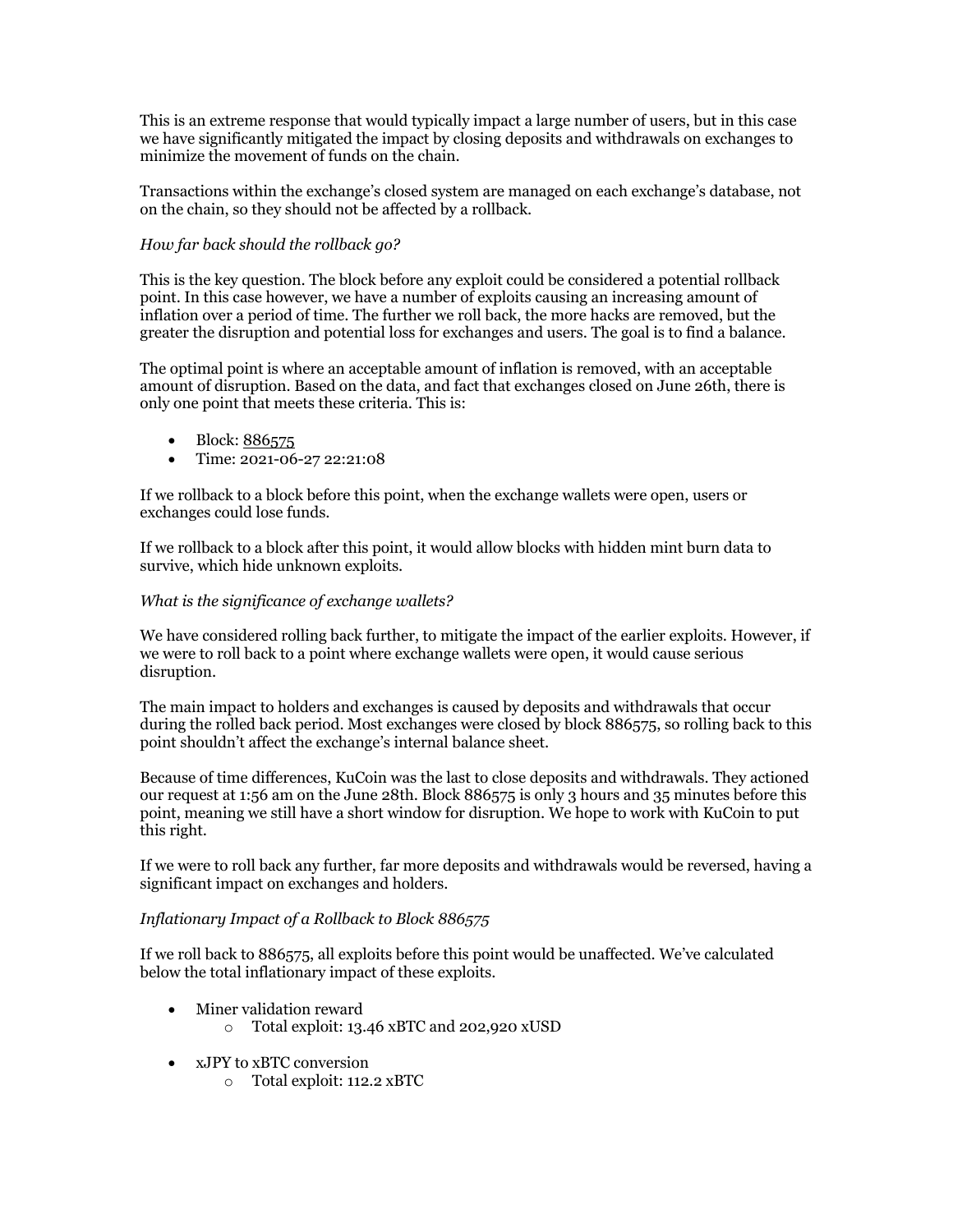This is an extreme response that would typically impact a large number of users, but in this case we have significantly mitigated the impact by closing deposits and withdrawals on exchanges to minimize the movement of funds on the chain.

Transactions within the exchange's closed system are managed on each exchange's database, not on the chain, so they should not be affected by a rollback.

*How far back should the rollback go?*

This is the key question. The block before any exploit could be considered a potential rollback point. In this case however, we have a number of exploits causing an increasing amount of inflation over a period of time. The further we roll back, the more hacks are removed, but the greater the disruption and potential loss for exchanges and users. The goal is to find a balance.

The optimal point is where an acceptable amount of inflation is removed, with an acceptable amount of disruption. Based on the data, and fact that exchanges closed on June 26th, there is only one point that meets these criteria. This is:

- Block: 886575
- Time: 2021-06-27 22:21:08

If we rollback to a block before this point, when the exchange wallets were open, users or exchanges could lose funds.

If we rollback to a block after this point, it would allow blocks with hidden mint burn data to survive, which hide unknown exploits.

*What is the significance of exchange wallets?*

We have considered rolling back further, to mitigate the impact of the earlier exploits. However, if we were to roll back to a point where exchange wallets were open, it would cause serious disruption.

The main impact to holders and exchanges is caused by deposits and withdrawals that occur during the rolled back period. Most exchanges were closed by block 886575, so rolling back to this point shouldn't affect the exchange's internal balance sheet.

Because of time differences, KuCoin was the last to close deposits and withdrawals. They actioned our request at 1:56 am on the June 28th. Block 886575 is only 3 hours and 35 minutes before this point, meaning we still have a short window for disruption. We hope to work with KuCoin to put this right.

If we were to roll back any further, far more deposits and withdrawals would be reversed, having a significant impact on exchanges and holders.

*Inflationary Impact of a Rollback to Block 886575*

If we roll back to 886575, all exploits before this point would be unaffected. We've calculated below the total inflationary impact of these exploits.

- Miner validation reward
  - Total exploit: 13.46 xBTC and 202,920 xUSD
- xJPY to xBTC conversion
  - Total exploit: 112.2 xBTC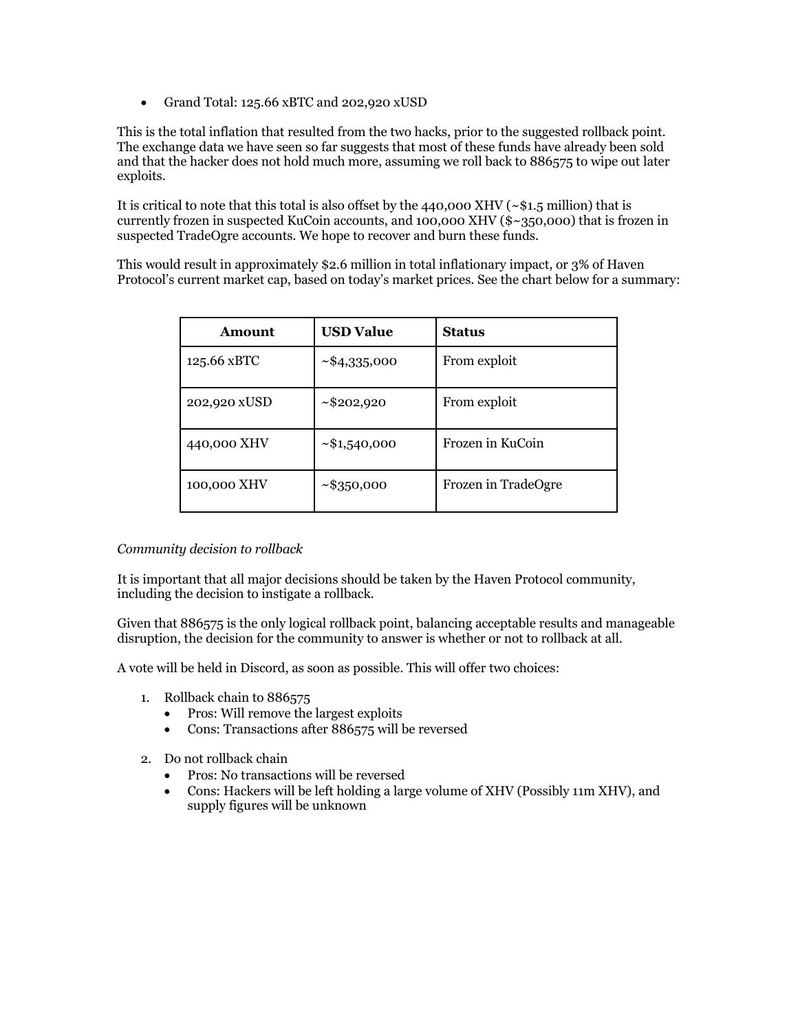- Grand Total: 125.66 xBTC and 202,920 xUSD

This is the total inflation that resulted from the two hacks, prior to the suggested rollback point. The exchange data we have seen so far suggests that most of these funds have already been sold and that the hacker does not hold much more, assuming we roll back to 886575 to wipe out later exploits.

It is critical to note that this total is also offset by the 440,000 XHV (~$1.5 million) that is currently frozen in suspected KuCoin accounts, and 100,000 XHV ($~350,000) that is frozen in suspected TradeOgre accounts. We hope to recover and burn these funds.

This would result in approximately $2.6 million in total inflationary impact, or 3% of Haven Protocol's current market cap, based on today's market prices. See the chart below for a summary:

| Amount | USD Value | Status |
|---|---|---|
| 125.66 xBTC | ~$4,335,000 | From exploit |
| 202,920 xUSD | ~$202,920 | From exploit |
| 440,000 XHV | ~$1,540,000 | Frozen in KuCoin |
| 100,000 XHV | ~$350,000 | Frozen in TradeOgre |

*Community decision to rollback*

It is important that all major decisions should be taken by the Haven Protocol community, including the decision to instigate a rollback.

Given that 886575 is the only logical rollback point, balancing acceptable results and manageable disruption, the decision for the community to answer is whether or not to rollback at all.

A vote will be held in Discord, as soon as possible. This will offer two choices:

1. Rollback chain to 886575
   - Pros: Will remove the largest exploits
   - Cons: Transactions after 886575 will be reversed
2. Do not rollback chain
   - Pros: No transactions will be reversed
   - Cons: Hackers will be left holding a large volume of XHV (Possibly 11m XHV), and supply figures will be unknown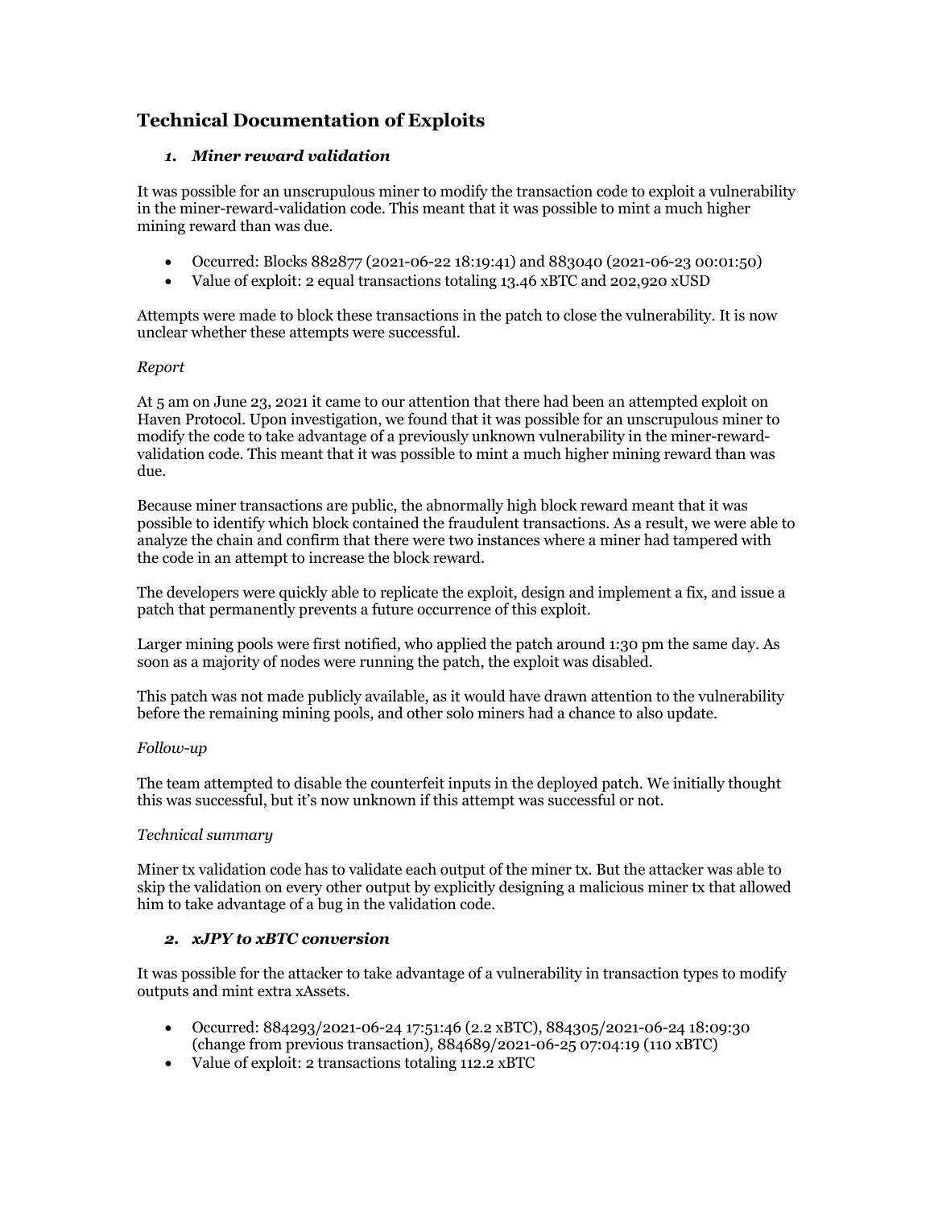## Technical Documentation of Exploits

### *1. Miner reward validation*

It was possible for an unscrupulous miner to modify the transaction code to exploit a vulnerability in the miner-reward-validation code. This meant that it was possible to mint a much higher mining reward than was due.

- Occurred: Blocks 882877 (2021-06-22 18:19:41) and 883040 (2021-06-23 00:01:50)
- Value of exploit: 2 equal transactions totaling 13.46 xBTC and 202,920 xUSD

Attempts were made to block these transactions in the patch to close the vulnerability. It is now unclear whether these attempts were successful.

*Report*

At 5 am on June 23, 2021 it came to our attention that there had been an attempted exploit on Haven Protocol. Upon investigation, we found that it was possible for an unscrupulous miner to modify the code to take advantage of a previously unknown vulnerability in the miner-reward-validation code. This meant that it was possible to mint a much higher mining reward than was due.

Because miner transactions are public, the abnormally high block reward meant that it was possible to identify which block contained the fraudulent transactions. As a result, we were able to analyze the chain and confirm that there were two instances where a miner had tampered with the code in an attempt to increase the block reward.

The developers were quickly able to replicate the exploit, design and implement a fix, and issue a patch that permanently prevents a future occurrence of this exploit.

Larger mining pools were first notified, who applied the patch around 1:30 pm the same day. As soon as a majority of nodes were running the patch, the exploit was disabled.

This patch was not made publicly available, as it would have drawn attention to the vulnerability before the remaining mining pools, and other solo miners had a chance to also update.

*Follow-up*

The team attempted to disable the counterfeit inputs in the deployed patch. We initially thought this was successful, but it's now unknown if this attempt was successful or not.

*Technical summary*

Miner tx validation code has to validate each output of the miner tx. But the attacker was able to skip the validation on every other output by explicitly designing a malicious miner tx that allowed him to take advantage of a bug in the validation code.

### *2. xJPY to xBTC conversion*

It was possible for the attacker to take advantage of a vulnerability in transaction types to modify outputs and mint extra xAssets.

- Occurred: 884293/2021-06-24 17:51:46 (2.2 xBTC), 884305/2021-06-24 18:09:30 (change from previous transaction), 884689/2021-06-25 07:04:19 (110 xBTC)
- Value of exploit: 2 transactions totaling 112.2 xBTC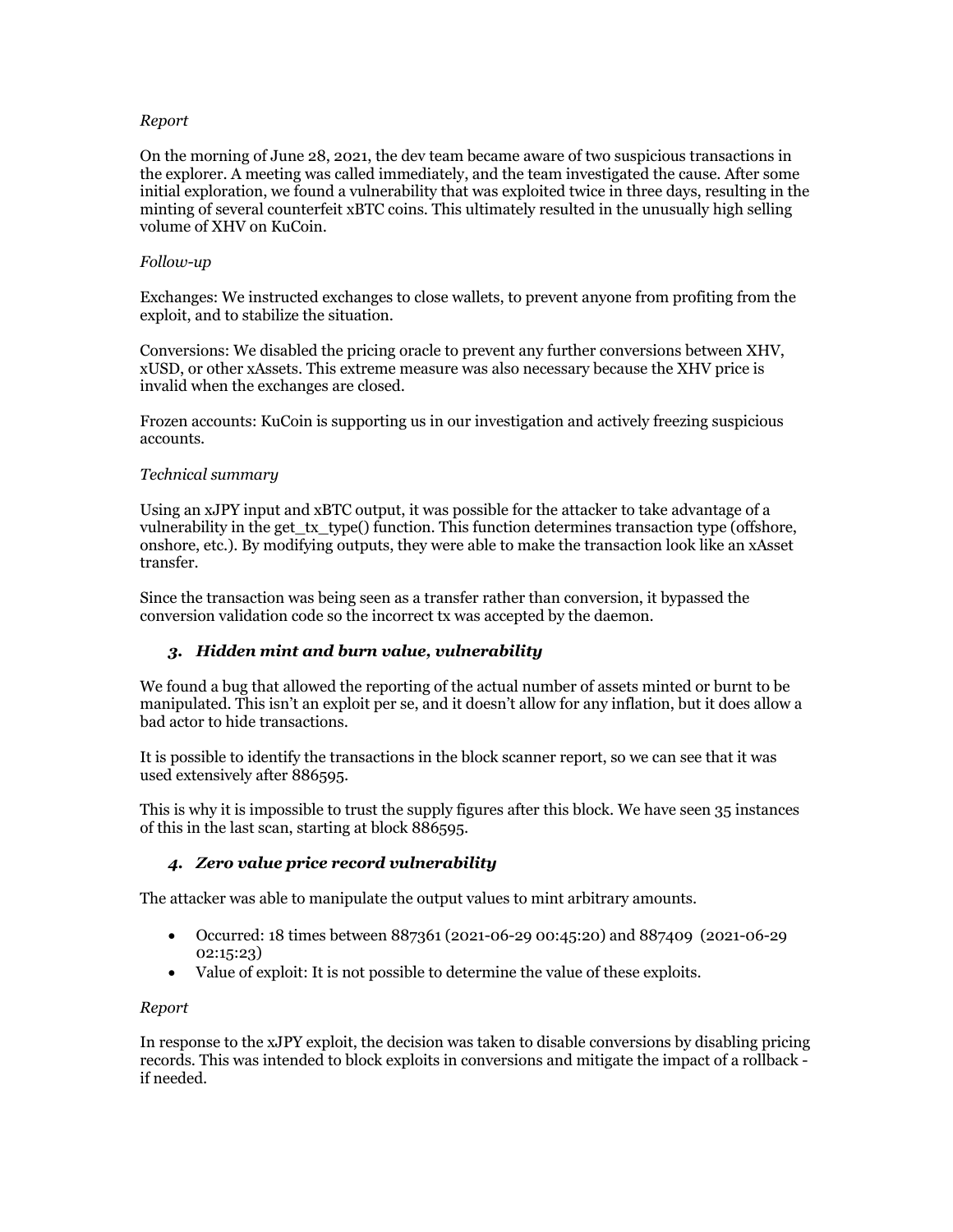*Report*

On the morning of June 28, 2021, the dev team became aware of two suspicious transactions in the explorer. A meeting was called immediately, and the team investigated the cause. After some initial exploration, we found a vulnerability that was exploited twice in three days, resulting in the minting of several counterfeit xBTC coins. This ultimately resulted in the unusually high selling volume of XHV on KuCoin.

*Follow-up*

Exchanges: We instructed exchanges to close wallets, to prevent anyone from profiting from the exploit, and to stabilize the situation.

Conversions: We disabled the pricing oracle to prevent any further conversions between XHV, xUSD, or other xAssets. This extreme measure was also necessary because the XHV price is invalid when the exchanges are closed.

Frozen accounts: KuCoin is supporting us in our investigation and actively freezing suspicious accounts.

*Technical summary*

Using an xJPY input and xBTC output, it was possible for the attacker to take advantage of a vulnerability in the get_tx_type() function. This function determines transaction type (offshore, onshore, etc.). By modifying outputs, they were able to make the transaction look like an xAsset transfer.

Since the transaction was being seen as a transfer rather than conversion, it bypassed the conversion validation code so the incorrect tx was accepted by the daemon.

### 3. *Hidden mint and burn value, vulnerability*

We found a bug that allowed the reporting of the actual number of assets minted or burnt to be manipulated. This isn't an exploit per se, and it doesn't allow for any inflation, but it does allow a bad actor to hide transactions.

It is possible to identify the transactions in the block scanner report, so we can see that it was used extensively after 886595.

This is why it is impossible to trust the supply figures after this block. We have seen 35 instances of this in the last scan, starting at block 886595.

### 4. *Zero value price record vulnerability*

The attacker was able to manipulate the output values to mint arbitrary amounts.

- Occurred: 18 times between 887361 (2021-06-29 00:45:20) and 887409 (2021-06-29 02:15:23)
- Value of exploit: It is not possible to determine the value of these exploits.

*Report*

In response to the xJPY exploit, the decision was taken to disable conversions by disabling pricing records. This was intended to block exploits in conversions and mitigate the impact of a rollback - if needed.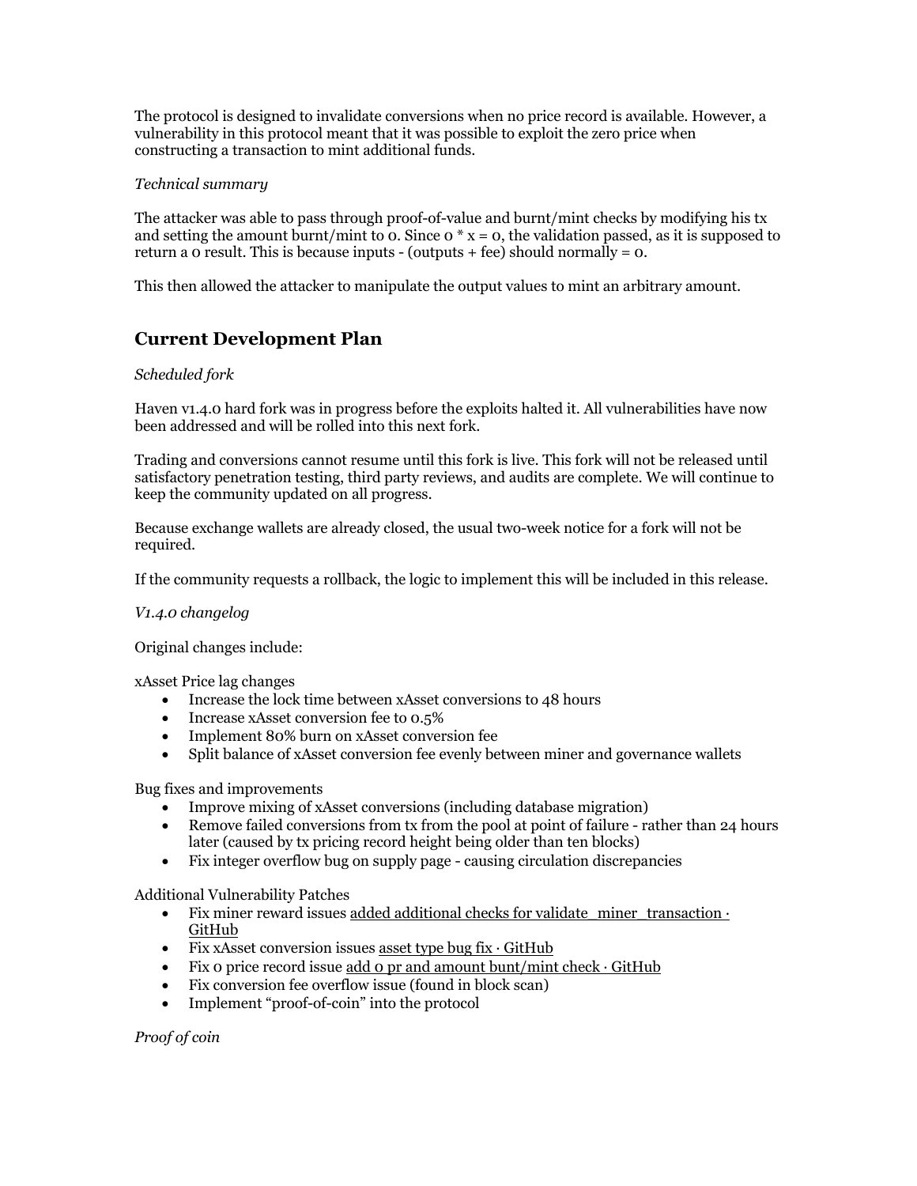The protocol is designed to invalidate conversions when no price record is available. However, a vulnerability in this protocol meant that it was possible to exploit the zero price when constructing a transaction to mint additional funds.

*Technical summary*

The attacker was able to pass through proof-of-value and burnt/mint checks by modifying his tx and setting the amount burnt/mint to 0. Since $0 * x = 0$, the validation passed, as it is supposed to return a 0 result. This is because inputs - (outputs + fee) should normally = 0.

This then allowed the attacker to manipulate the output values to mint an arbitrary amount.

## Current Development Plan

*Scheduled fork*

Haven v1.4.0 hard fork was in progress before the exploits halted it. All vulnerabilities have now been addressed and will be rolled into this next fork.

Trading and conversions cannot resume until this fork is live. This fork will not be released until satisfactory penetration testing, third party reviews, and audits are complete. We will continue to keep the community updated on all progress.

Because exchange wallets are already closed, the usual two-week notice for a fork will not be required.

If the community requests a rollback, the logic to implement this will be included in this release.

*V1.4.0 changelog*

Original changes include:

xAsset Price lag changes

- Increase the lock time between xAsset conversions to 48 hours
- Increase xAsset conversion fee to 0.5%
- Implement 80% burn on xAsset conversion fee
- Split balance of xAsset conversion fee evenly between miner and governance wallets

Bug fixes and improvements

- Improve mixing of xAsset conversions (including database migration)
- Remove failed conversions from tx from the pool at point of failure - rather than 24 hours later (caused by tx pricing record height being older than ten blocks)
- Fix integer overflow bug on supply page - causing circulation discrepancies

Additional Vulnerability Patches

- Fix miner reward issues added additional checks for validate_miner_transaction · GitHub
- Fix xAsset conversion issues asset type bug fix · GitHub
- Fix 0 price record issue add 0 pr and amount bunt/mint check · GitHub
- Fix conversion fee overflow issue (found in block scan)
- Implement "proof-of-coin" into the protocol

*Proof of coin*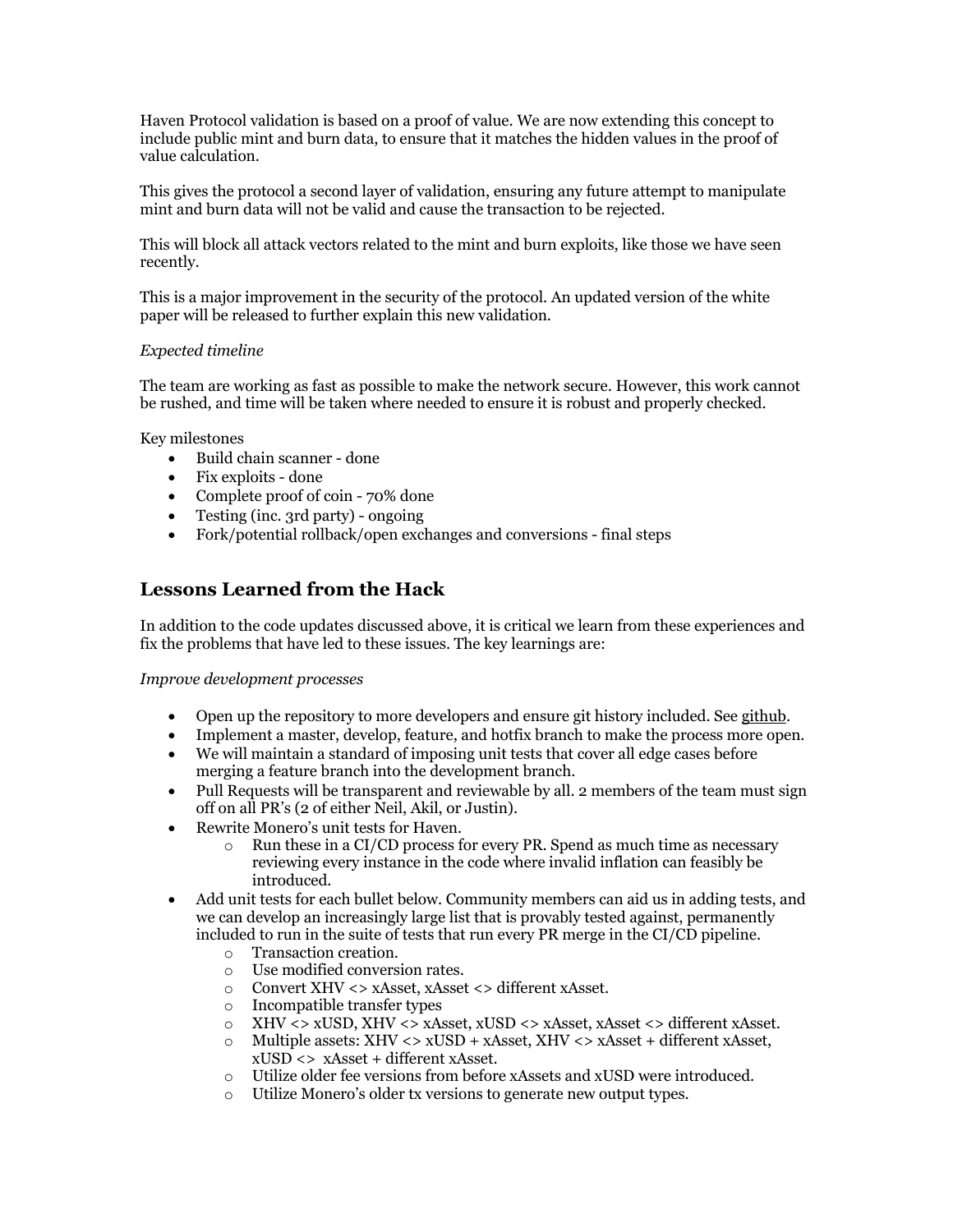Haven Protocol validation is based on a proof of value. We are now extending this concept to include public mint and burn data, to ensure that it matches the hidden values in the proof of value calculation.

This gives the protocol a second layer of validation, ensuring any future attempt to manipulate mint and burn data will not be valid and cause the transaction to be rejected.

This will block all attack vectors related to the mint and burn exploits, like those we have seen recently.

This is a major improvement in the security of the protocol. An updated version of the white paper will be released to further explain this new validation.

*Expected timeline*

The team are working as fast as possible to make the network secure. However, this work cannot be rushed, and time will be taken where needed to ensure it is robust and properly checked.

Key milestones

- Build chain scanner - done
- Fix exploits - done
- Complete proof of coin - 70% done
- Testing (inc. 3rd party) - ongoing
- Fork/potential rollback/open exchanges and conversions - final steps

## Lessons Learned from the Hack

In addition to the code updates discussed above, it is critical we learn from these experiences and fix the problems that have led to these issues. The key learnings are:

*Improve development processes*

- Open up the repository to more developers and ensure git history included. See github.
- Implement a master, develop, feature, and hotfix branch to make the process more open.
- We will maintain a standard of imposing unit tests that cover all edge cases before merging a feature branch into the development branch.
- Pull Requests will be transparent and reviewable by all. 2 members of the team must sign off on all PR's (2 of either Neil, Akil, or Justin).
- Rewrite Monero's unit tests for Haven.
    - Run these in a CI/CD process for every PR. Spend as much time as necessary reviewing every instance in the code where invalid inflation can feasibly be introduced.
- Add unit tests for each bullet below. Community members can aid us in adding tests, and we can develop an increasingly large list that is provably tested against, permanently included to run in the suite of tests that run every PR merge in the CI/CD pipeline.
    - Transaction creation.
    - Use modified conversion rates.
    - Convert XHV <> xAsset, xAsset <> different xAsset.
    - Incompatible transfer types
    - XHV <> xUSD, XHV <> xAsset, xUSD <> xAsset, xAsset <> different xAsset.
    - Multiple assets: XHV <> xUSD + xAsset, XHV <> xAsset + different xAsset, xUSD <> xAsset + different xAsset.
    - Utilize older fee versions from before xAssets and xUSD were introduced.
    - Utilize Monero's older tx versions to generate new output types.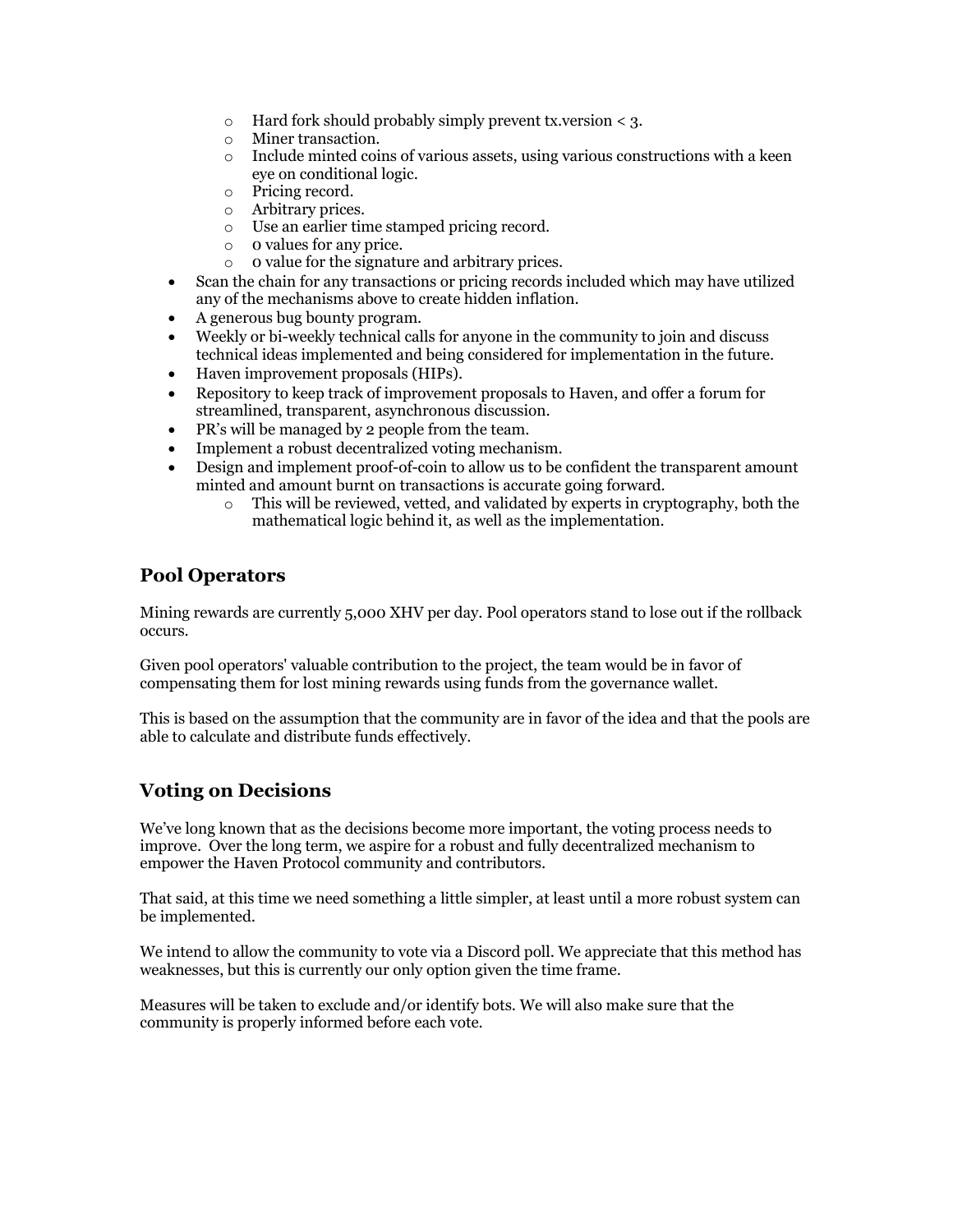- Hard fork should probably simply prevent tx.version < 3.
    - Miner transaction.
    - Include minted coins of various assets, using various constructions with a keen eye on conditional logic.
    - Pricing record.
    - Arbitrary prices.
    - Use an earlier time stamped pricing record.
    - 0 values for any price.
    - 0 value for the signature and arbitrary prices.
- Scan the chain for any transactions or pricing records included which may have utilized any of the mechanisms above to create hidden inflation.
- A generous bug bounty program.
- Weekly or bi-weekly technical calls for anyone in the community to join and discuss technical ideas implemented and being considered for implementation in the future.
- Haven improvement proposals (HIPs).
- Repository to keep track of improvement proposals to Haven, and offer a forum for streamlined, transparent, asynchronous discussion.
- PR's will be managed by 2 people from the team.
- Implement a robust decentralized voting mechanism.
- Design and implement proof-of-coin to allow us to be confident the transparent amount minted and amount burnt on transactions is accurate going forward.
    - This will be reviewed, vetted, and validated by experts in cryptography, both the mathematical logic behind it, as well as the implementation.

## Pool Operators

Mining rewards are currently 5,000 XHV per day. Pool operators stand to lose out if the rollback occurs.

Given pool operators' valuable contribution to the project, the team would be in favor of compensating them for lost mining rewards using funds from the governance wallet.

This is based on the assumption that the community are in favor of the idea and that the pools are able to calculate and distribute funds effectively.

## Voting on Decisions

We've long known that as the decisions become more important, the voting process needs to improve. Over the long term, we aspire for a robust and fully decentralized mechanism to empower the Haven Protocol community and contributors.

That said, at this time we need something a little simpler, at least until a more robust system can be implemented.

We intend to allow the community to vote via a Discord poll. We appreciate that this method has weaknesses, but this is currently our only option given the time frame.

Measures will be taken to exclude and/or identify bots. We will also make sure that the community is properly informed before each vote.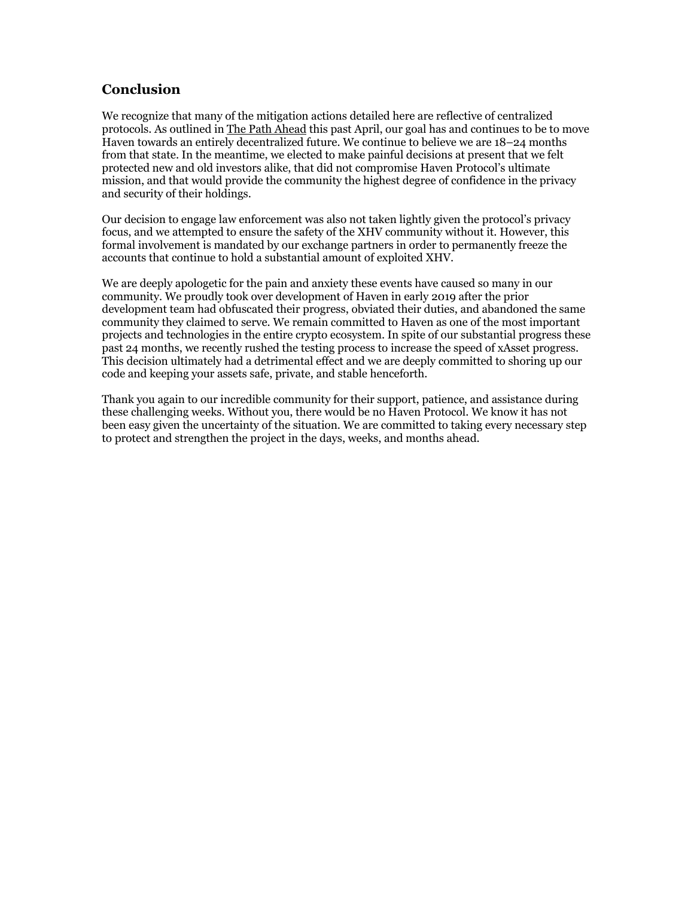## Conclusion

We recognize that many of the mitigation actions detailed here are reflective of centralized protocols. As outlined in The Path Ahead this past April, our goal has and continues to be to move Haven towards an entirely decentralized future. We continue to believe we are 18–24 months from that state. In the meantime, we elected to make painful decisions at present that we felt protected new and old investors alike, that did not compromise Haven Protocol's ultimate mission, and that would provide the community the highest degree of confidence in the privacy and security of their holdings.

Our decision to engage law enforcement was also not taken lightly given the protocol's privacy focus, and we attempted to ensure the safety of the XHV community without it. However, this formal involvement is mandated by our exchange partners in order to permanently freeze the accounts that continue to hold a substantial amount of exploited XHV.

We are deeply apologetic for the pain and anxiety these events have caused so many in our community. We proudly took over development of Haven in early 2019 after the prior development team had obfuscated their progress, obviated their duties, and abandoned the same community they claimed to serve. We remain committed to Haven as one of the most important projects and technologies in the entire crypto ecosystem. In spite of our substantial progress these past 24 months, we recently rushed the testing process to increase the speed of xAsset progress. This decision ultimately had a detrimental effect and we are deeply committed to shoring up our code and keeping your assets safe, private, and stable henceforth.

Thank you again to our incredible community for their support, patience, and assistance during these challenging weeks. Without you, there would be no Haven Protocol. We know it has not been easy given the uncertainty of the situation. We are committed to taking every necessary step to protect and strengthen the project in the days, weeks, and months ahead.